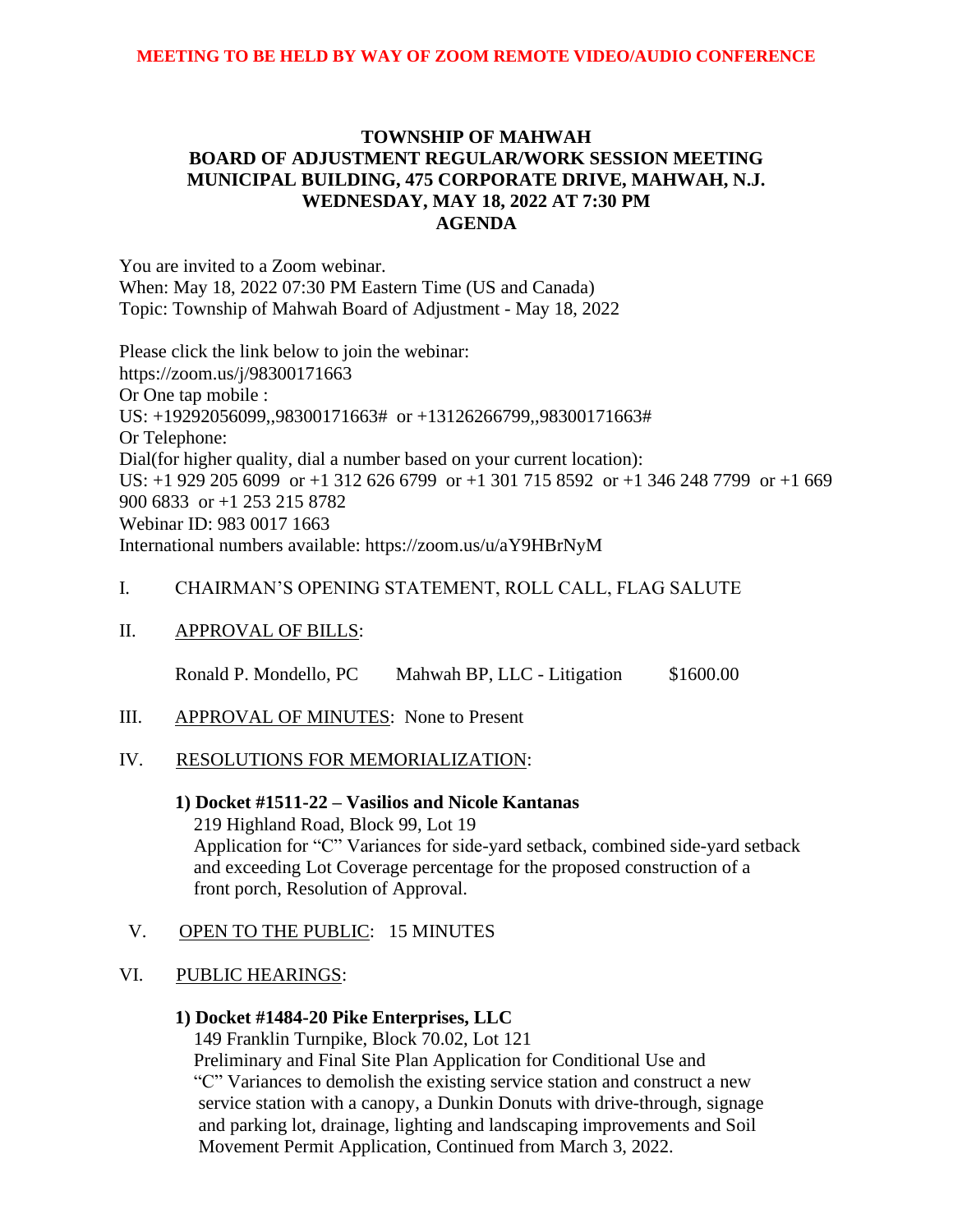**MEETING TO BE HELD BY WAY OF ZOOM REMOTE VIDEO/AUDIO CONFERENCE**

# TOWNSHIP OF MAHWAH
## BOARD OF ADJUSTMENT REGULAR/WORK SESSION MEETING
## MUNICIPAL BUILDING, 475 CORPORATE DRIVE, MAHWAH, N.J.
## WEDNESDAY, MAY 18, 2022 AT 7:30 PM
## AGENDA

You are invited to a Zoom webinar.
When: May 18, 2022 07:30 PM Eastern Time (US and Canada)
Topic: Township of Mahwah Board of Adjustment - May 18, 2022

Please click the link below to join the webinar:
https://zoom.us/j/98300171663
Or One tap mobile :
US: +19292056099,,98300171663# or +13126266799,,98300171663#
Or Telephone:
Dial(for higher quality, dial a number based on your current location):
US: +1 929 205 6099 or +1 312 626 6799 or +1 301 715 8592 or +1 346 248 7799 or +1 669 900 6833 or +1 253 215 8782
Webinar ID: 983 0017 1663
International numbers available: https://zoom.us/u/aY9HBrNyM

I. CHAIRMAN'S OPENING STATEMENT, ROLL CALL, FLAG SALUTE

II. APPROVAL OF BILLS:

Ronald P. Mondello, PC    Mahwah BP, LLC - Litigation    $1600.00

III. APPROVAL OF MINUTES: None to Present

IV. RESOLUTIONS FOR MEMORIALIZATION:

**1) Docket #1511-22 – Vasilios and Nicole Kantanas**
219 Highland Road, Block 99, Lot 19
Application for "C" Variances for side-yard setback, combined side-yard setback and exceeding Lot Coverage percentage for the proposed construction of a front porch, Resolution of Approval.

V. OPEN TO THE PUBLIC: 15 MINUTES

VI. PUBLIC HEARINGS:

**1) Docket #1484-20 Pike Enterprises, LLC**
149 Franklin Turnpike, Block 70.02, Lot 121
Preliminary and Final Site Plan Application for Conditional Use and "C" Variances to demolish the existing service station and construct a new service station with a canopy, a Dunkin Donuts with drive-through, signage and parking lot, drainage, lighting and landscaping improvements and Soil Movement Permit Application, Continued from March 3, 2022.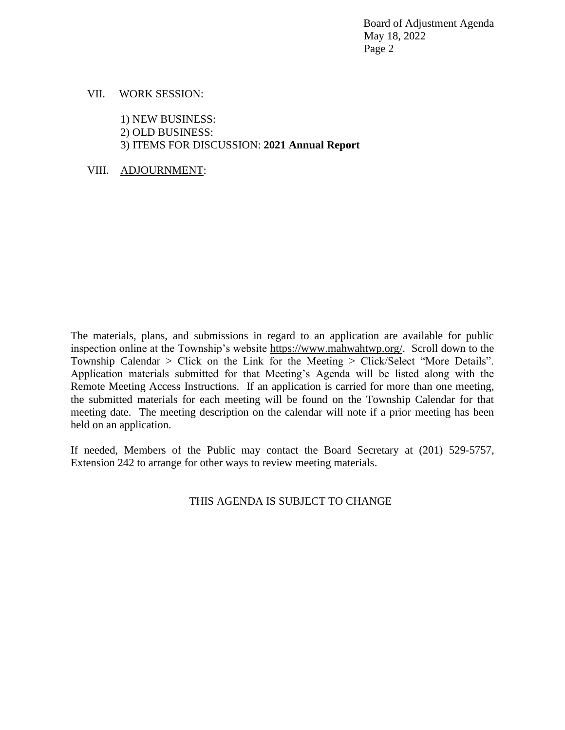VII. WORK SESSION:

1) NEW BUSINESS:
2) OLD BUSINESS:
3) ITEMS FOR DISCUSSION: **2021 Annual Report**

VIII. ADJOURNMENT:

The materials, plans, and submissions in regard to an application are available for public inspection online at the Township's website https://www.mahwahtwp.org/. Scroll down to the Township Calendar > Click on the Link for the Meeting > Click/Select "More Details". Application materials submitted for that Meeting's Agenda will be listed along with the Remote Meeting Access Instructions. If an application is carried for more than one meeting, the submitted materials for each meeting will be found on the Township Calendar for that meeting date. The meeting description on the calendar will note if a prior meeting has been held on an application.

If needed, Members of the Public may contact the Board Secretary at (201) 529-5757, Extension 242 to arrange for other ways to review meeting materials.

THIS AGENDA IS SUBJECT TO CHANGE